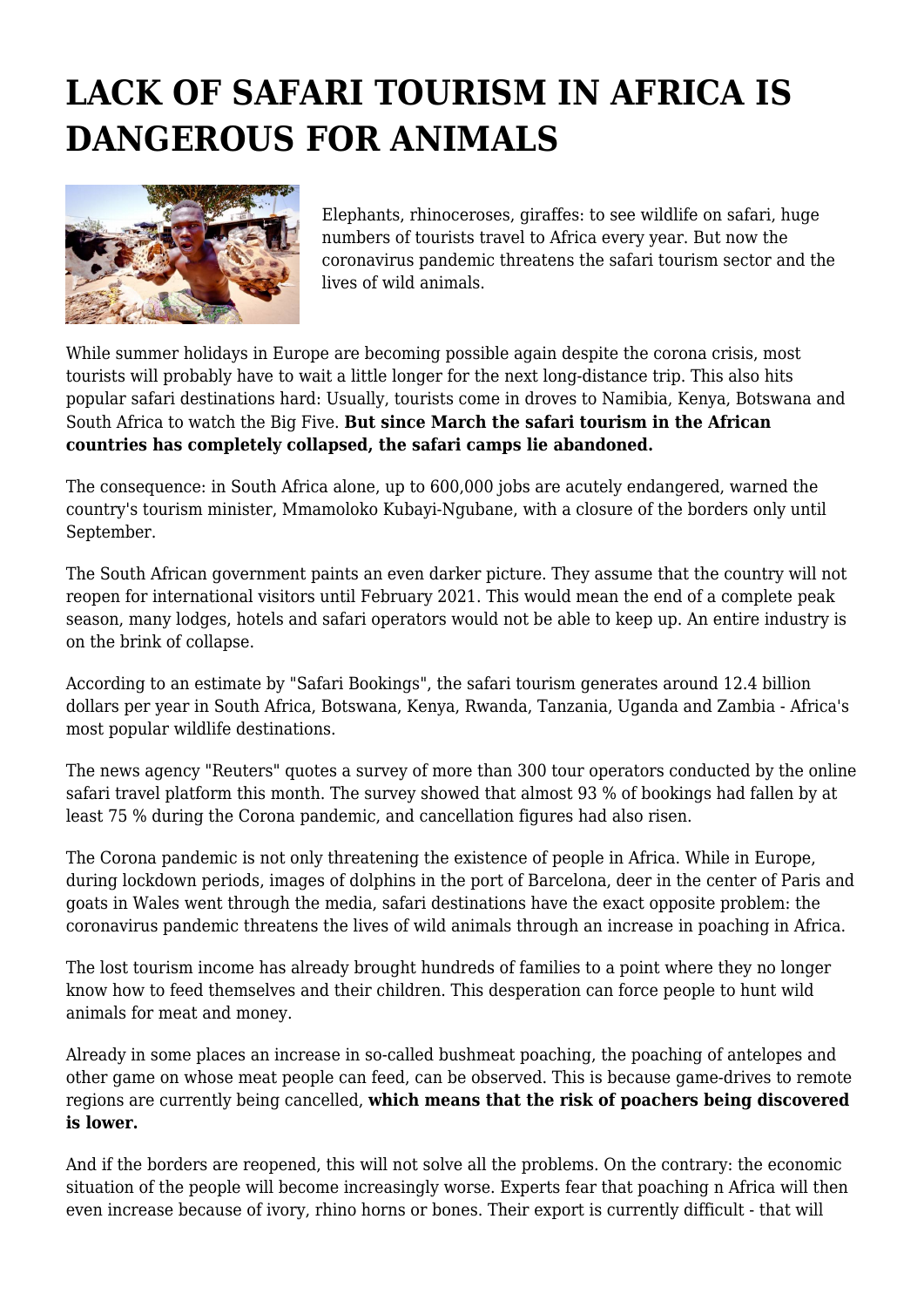# LACK OF SAFARI TOURISM IN AFRICA IS DANGEROUS FOR ANIMALS

Elephants, rhinoceroses, giraffes: to see wildlife on safari, huge numbers of tourists travel to Africa every year. But now the coronavirus pandemic threatens the safari tourism sector and the lives of wild animals.

While summer holidays in Europe are becoming possible again despite the corona crisis, most tourists will probably have to wait a little longer for the next long-distance trip. This also hits popular safari destinations hard: Usually, tourists come in droves to Namibia, Kenya, Botswana and South Africa to watch the Big Five. **But since March the safari tourism in the African countries has completely collapsed, the safari camps lie abandoned.**

The consequence: in South Africa alone, up to 600,000 jobs are acutely endangered, warned the country's tourism minister, Mmamoloko Kubayi-Ngubane, with a closure of the borders only until September.

The South African government paints an even darker picture. They assume that the country will not reopen for international visitors until February 2021. This would mean the end of a complete peak season, many lodges, hotels and safari operators would not be able to keep up. An entire industry is on the brink of collapse.

According to an estimate by "Safari Bookings", the safari tourism generates around 12.4 billion dollars per year in South Africa, Botswana, Kenya, Rwanda, Tanzania, Uganda and Zambia - Africa's most popular wildlife destinations.

The news agency "Reuters" quotes a survey of more than 300 tour operators conducted by the online safari travel platform this month. The survey showed that almost 93 % of bookings had fallen by at least 75 % during the Corona pandemic, and cancellation figures had also risen.

The Corona pandemic is not only threatening the existence of people in Africa. While in Europe, during lockdown periods, images of dolphins in the port of Barcelona, deer in the center of Paris and goats in Wales went through the media, safari destinations have the exact opposite problem: the coronavirus pandemic threatens the lives of wild animals through an increase in poaching in Africa.

The lost tourism income has already brought hundreds of families to a point where they no longer know how to feed themselves and their children. This desperation can force people to hunt wild animals for meat and money.

Already in some places an increase in so-called bushmeat poaching, the poaching of antelopes and other game on whose meat people can feed, can be observed. This is because game-drives to remote regions are currently being cancelled, **which means that the risk of poachers being discovered is lower.**

And if the borders are reopened, this will not solve all the problems. On the contrary: the economic situation of the people will become increasingly worse. Experts fear that poaching n Africa will then even increase because of ivory, rhino horns or bones. Their export is currently difficult - that will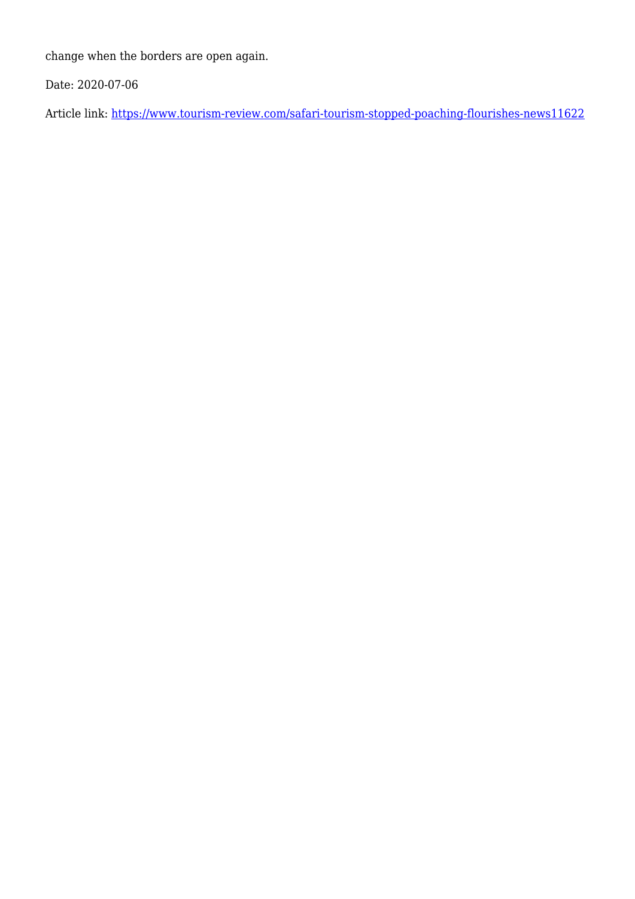change when the borders are open again.

Date: 2020-07-06

Article link: [https://www.tourism-review.com/safari-tourism-stopped-poaching-flourishes-news11622](https://www.tourism-review.com/safari-tourism-stopped-poaching-flourishes-news11622)